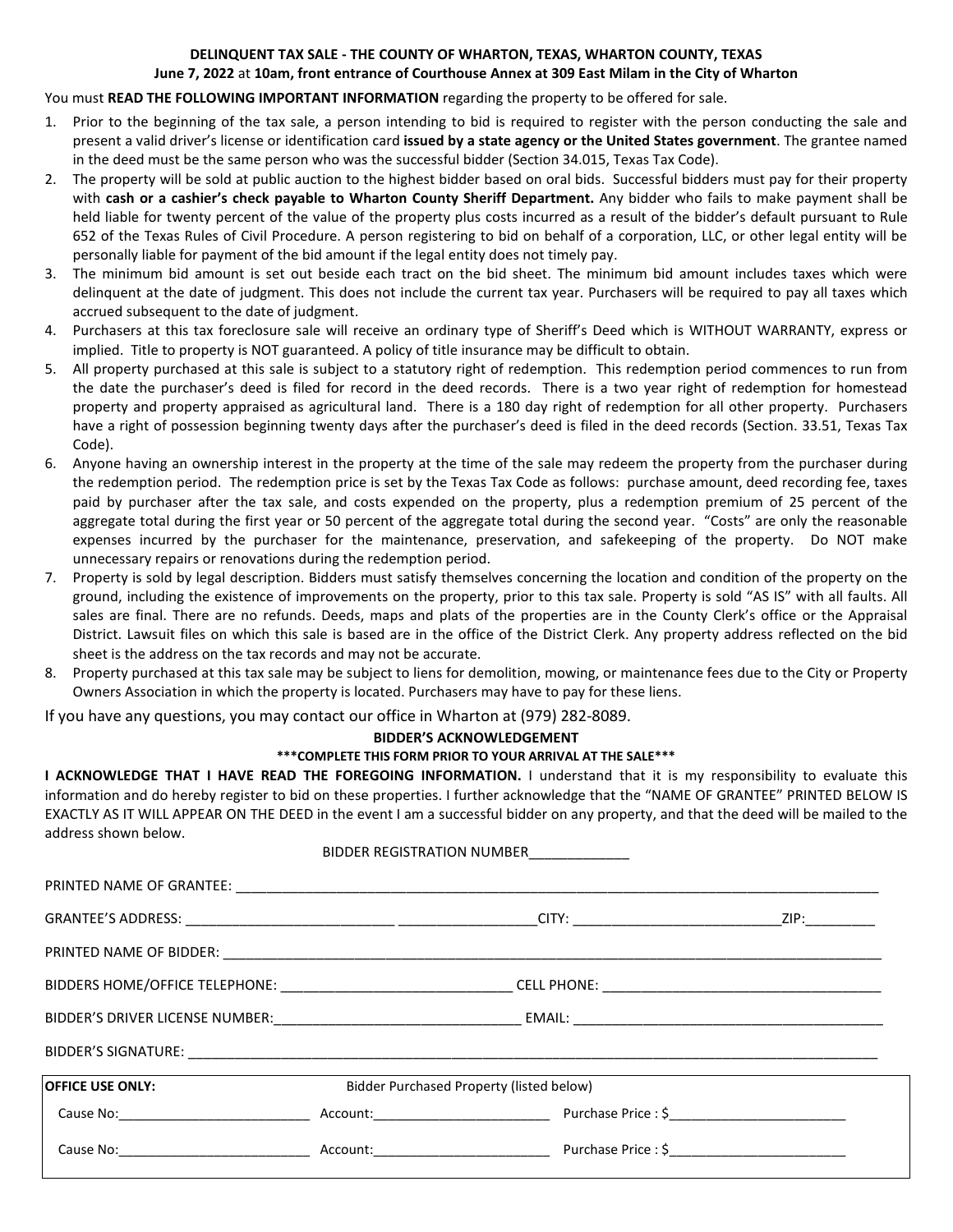**DELINQUENT TAX SALE - THE COUNTY OF WHARTON, TEXAS, WHARTON COUNTY, TEXAS**
**June 7, 2022** at **10am, front entrance of Courthouse Annex at 309 East Milam in the City of Wharton**

You must **READ THE FOLLOWING IMPORTANT INFORMATION** regarding the property to be offered for sale.

1. Prior to the beginning of the tax sale, a person intending to bid is required to register with the person conducting the sale and present a valid driver's license or identification card **issued by a state agency or the United States government**. The grantee named in the deed must be the same person who was the successful bidder (Section 34.015, Texas Tax Code).
2. The property will be sold at public auction to the highest bidder based on oral bids. Successful bidders must pay for their property with **cash or a cashier's check payable to Wharton County Sheriff Department.** Any bidder who fails to make payment shall be held liable for twenty percent of the value of the property plus costs incurred as a result of the bidder's default pursuant to Rule 652 of the Texas Rules of Civil Procedure. A person registering to bid on behalf of a corporation, LLC, or other legal entity will be personally liable for payment of the bid amount if the legal entity does not timely pay.
3. The minimum bid amount is set out beside each tract on the bid sheet. The minimum bid amount includes taxes which were delinquent at the date of judgment. This does not include the current tax year. Purchasers will be required to pay all taxes which accrued subsequent to the date of judgment.
4. Purchasers at this tax foreclosure sale will receive an ordinary type of Sheriff's Deed which is WITHOUT WARRANTY, express or implied. Title to property is NOT guaranteed. A policy of title insurance may be difficult to obtain.
5. All property purchased at this sale is subject to a statutory right of redemption. This redemption period commences to run from the date the purchaser's deed is filed for record in the deed records. There is a two year right of redemption for homestead property and property appraised as agricultural land. There is a 180 day right of redemption for all other property. Purchasers have a right of possession beginning twenty days after the purchaser's deed is filed in the deed records (Section. 33.51, Texas Tax Code).
6. Anyone having an ownership interest in the property at the time of the sale may redeem the property from the purchaser during the redemption period. The redemption price is set by the Texas Tax Code as follows: purchase amount, deed recording fee, taxes paid by purchaser after the tax sale, and costs expended on the property, plus a redemption premium of 25 percent of the aggregate total during the first year or 50 percent of the aggregate total during the second year. "Costs" are only the reasonable expenses incurred by the purchaser for the maintenance, preservation, and safekeeping of the property. Do NOT make unnecessary repairs or renovations during the redemption period.
7. Property is sold by legal description. Bidders must satisfy themselves concerning the location and condition of the property on the ground, including the existence of improvements on the property, prior to this tax sale. Property is sold "AS IS" with all faults. All sales are final. There are no refunds. Deeds, maps and plats of the properties are in the County Clerk's office or the Appraisal District. Lawsuit files on which this sale is based are in the office of the District Clerk. Any property address reflected on the bid sheet is the address on the tax records and may not be accurate.
8. Property purchased at this tax sale may be subject to liens for demolition, mowing, or maintenance fees due to the City or Property Owners Association in which the property is located. Purchasers may have to pay for these liens.

If you have any questions, you may contact our office in Wharton at (979) 282-8089.

**BIDDER'S ACKNOWLEDGEMENT**
**\*\*\*COMPLETE THIS FORM PRIOR TO YOUR ARRIVAL AT THE SALE\*\*\***

**I ACKNOWLEDGE THAT I HAVE READ THE FOREGOING INFORMATION.** I understand that it is my responsibility to evaluate this information and do hereby register to bid on these properties. I further acknowledge that the "NAME OF GRANTEE" PRINTED BELOW IS EXACTLY AS IT WILL APPEAR ON THE DEED in the event I am a successful bidder on any property, and that the deed will be mailed to the address shown below.

BIDDER REGISTRATION NUMBER_____________

PRINTED NAME OF GRANTEE: ________________________________________________

GRANTEE'S ADDRESS: ___________________________ __________________CITY: ___________________________ZIP:_________

PRINTED NAME OF BIDDER: ________________________________________________

BIDDERS HOME/OFFICE TELEPHONE: ______________________________ CELL PHONE: _____________________________________

BIDDER'S DRIVER LICENSE NUMBER:________________________________ EMAIL: _________________________________________

BIDDER'S SIGNATURE: ________________________________________________

| **OFFICE USE ONLY:** | Bidder Purchased Property (listed below) | |
|---|---|---|
| Cause No:_________________________ | Account:_______________________ | Purchase Price : $_______________________ |
| Cause No:_________________________ | Account:_______________________ | Purchase Price : $_______________________ |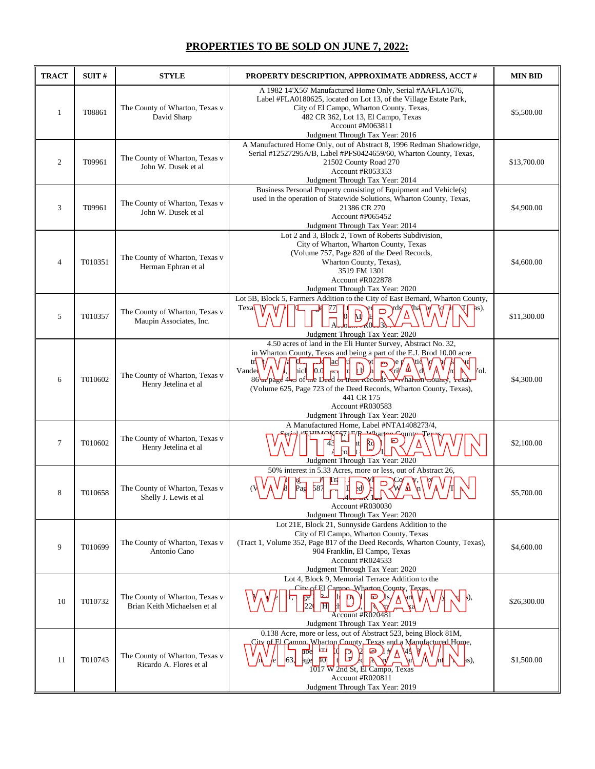## PROPERTIES TO BE SOLD ON JUNE 7, 2022:

| TRACT | SUIT # | STYLE | PROPERTY DESCRIPTION, APPROXIMATE ADDRESS, ACCT # | MIN BID |
|---|---|---|---|---|
| 1 | T08861 | The County of Wharton, Texas v David Sharp | A 1982 14'X56' Manufactured Home Only, Serial #AAFLA1676, Label #FLA0180625, located on Lot 13, of the Village Estate Park, City of El Campo, Wharton County, Texas, 482 CR 362, Lot 13, El Campo, Texas Account #M063811 Judgment Through Tax Year: 2016 | $5,500.00 |
| 2 | T09961 | The County of Wharton, Texas v John W. Dusek et al | A Manufactured Home Only, out of Abstract 8, 1996 Redman Shadowridge, Serial #12527295A/B, Label #PFS0424659/60, Wharton County, Texas, 21502 County Road 270 Account #R053353 Judgment Through Tax Year: 2014 | $13,700.00 |
| 3 | T09961 | The County of Wharton, Texas v John W. Dusek et al | Business Personal Property consisting of Equipment and Vehicle(s) used in the operation of Statewide Solutions, Wharton County, Texas, 21386 CR 270 Account #P065452 Judgment Through Tax Year: 2014 | $4,900.00 |
| 4 | T010351 | The County of Wharton, Texas v Herman Ephran et al | Lot 2 and 3, Block 2, Town of Roberts Subdivision, City of Wharton, Wharton County, Texas (Volume 757, Page 820 of the Deed Records, Wharton County, Texas), 3519 FM 1301 Account #R022878 Judgment Through Tax Year: 2020 | $4,600.00 |
| 5 | T010357 | The County of Wharton, Texas v Maupin Associates, Inc. | WITHDRAWN — Lot 5B, Block 5, Farmers Addition to the City of East Bernard, Wharton County, Texas ... Judgment Through Tax Year: 2020 | $11,300.00 |
| 6 | T010602 | The County of Wharton, Texas v Henry Jetelina et al | WITHDRAWN — 4.50 acres of land in the Eli Hunter Survey, Abstract No. 32, in Wharton County, Texas and being a part of the E.J. Brod 10.00 acre ... Vol. 86 at page 4.. of the Deed of Trust Records of Wharton County, Texas (Volume 625, Page 723 of the Deed Records, Wharton County, Texas), 441 CR 175 Account #R030583 Judgment Through Tax Year: 2020 | $4,300.00 |
| 7 | T010602 | The County of Wharton, Texas v Henry Jetelina et al | WITHDRAWN — A Manufactured Home, Label #NTA1408273/4, ... Wharton County, Texas ... Judgment Through Tax Year: 2020 | $2,100.00 |
| 8 | T010658 | The County of Wharton, Texas v Shelly J. Lewis et al | WITHDRAWN — 50% interest in 5.33 Acres, more or less, out of Abstract 26, ... Account #R030030 Judgment Through Tax Year: 2020 | $5,700.00 |
| 9 | T010699 | The County of Wharton, Texas v Antonio Cano | Lot 21E, Block 21, Sunnyside Gardens Addition to the City of El Campo, Wharton County, Texas (Tract 1, Volume 352, Page 817 of the Deed Records, Wharton County, Texas), 904 Franklin, El Campo, Texas Account #R024533 Judgment Through Tax Year: 2020 | $4,600.00 |
| 10 | T010732 | The County of Wharton, Texas v Brian Keith Michaelsen et al | WITHDRAWN — Lot 4, Block 9, Memorial Terrace Addition to the City of El Campo, Wharton County, Texas ... Account #R020481 Judgment Through Tax Year: 2019 | $26,300.00 |
| 11 | T010743 | The County of Wharton, Texas v Ricardo A. Flores et al | WITHDRAWN — 0.138 Acre, more or less, out of Abstract 523, being Block 81M, City of El Campo, Wharton County, Texas and a Manufactured Home, ... 1017 W 2nd St, El Campo, Texas Account #R020811 Judgment Through Tax Year: 2019 | $1,500.00 |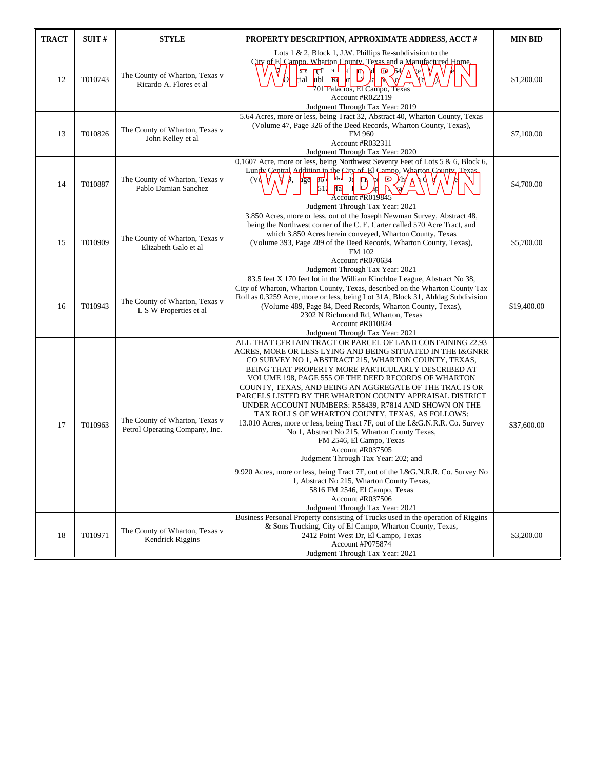| TRACT | SUIT # | STYLE | PROPERTY DESCRIPTION, APPROXIMATE ADDRESS, ACCT # | MIN BID |
|---|---|---|---|---|
| 12 | T010743 | The County of Wharton, Texas v Ricardo A. Flores et al | Lots 1 & 2, Block 1, J.W. Phillips Re-subdivision to the City of El Campo, Wharton County, Texas and a Manufactured Home, ... Official Public Records ... Wharton County, Texas), 701 Palacios, El Campo, Texas Account #R022119 Judgment Through Tax Year: 2019 **WITHDRAWN** | $1,200.00 |
| 13 | T010826 | The County of Wharton, Texas v John Kelley et al | 5.64 Acres, more or less, being Tract 32, Abstract 40, Wharton County, Texas (Volume 47, Page 326 of the Deed Records, Wharton County, Texas), FM 960 Account #R032311 Judgment Through Tax Year: 2020 | $7,100.00 |
| 14 | T010887 | The County of Wharton, Texas v Pablo Damian Sanchez | 0.1607 Acre, more or less, being Northwest Seventy Feet of Lots 5 & 6, Block 6, Lundy Central Addition to the City of El Campo, Wharton County, Texas (Volume ..., Page ... of the Deed Records, Wharton County, Texas), 512 ... El Campo, Texas Account #R019845 Judgment Through Tax Year: 2021 **WITHDRAWN** | $4,700.00 |
| 15 | T010909 | The County of Wharton, Texas v Elizabeth Galo et al | 3.850 Acres, more or less, out of the Joseph Newman Survey, Abstract 48, being the Northwest corner of the C. E. Carter called 570 Acre Tract, and which 3.850 Acres herein conveyed, Wharton County, Texas (Volume 393, Page 289 of the Deed Records, Wharton County, Texas), FM 102 Account #R070634 Judgment Through Tax Year: 2021 | $5,700.00 |
| 16 | T010943 | The County of Wharton, Texas v L S W Properties et al | 83.5 feet X 170 feet lot in the William Kinchloe League, Abstract No 38, City of Wharton, Wharton County, Texas, described on the Wharton County Tax Roll as 0.3259 Acre, more or less, being Lot 31A, Block 31, Ahldag Subdivision (Volume 489, Page 84, Deed Records, Wharton County, Texas), 2302 N Richmond Rd, Wharton, Texas Account #R010824 Judgment Through Tax Year: 2021 | $19,400.00 |
| 17 | T010963 | The County of Wharton, Texas v Petrol Operating Company, Inc. | ALL THAT CERTAIN TRACT OR PARCEL OF LAND CONTAINING 22.93 ACRES, MORE OR LESS LYING AND BEING SITUATED IN THE I&GNRR CO SURVEY NO 1, ABSTRACT 215, WHARTON COUNTY, TEXAS, BEING THAT PROPERTY MORE PARTICULARLY DESCRIBED AT VOLUME 198, PAGE 555 OF THE DEED RECORDS OF WHARTON COUNTY, TEXAS, AND BEING AN AGGREGATE OF THE TRACTS OR PARCELS LISTED BY THE WHARTON COUNTY APPRAISAL DISTRICT UNDER ACCOUNT NUMBERS: R58439, R7814 AND SHOWN ON THE TAX ROLLS OF WHARTON COUNTY, TEXAS, AS FOLLOWS: 13.010 Acres, more or less, being Tract 7F, out of the I.&G.N.R.R. Co. Survey No 1, Abstract No 215, Wharton County Texas, FM 2546, El Campo, Texas Account #R037505 Judgment Through Tax Year: 202; and 9.920 Acres, more or less, being Tract 7F, out of the I.&G.N.R.R. Co. Survey No 1, Abstract No 215, Wharton County Texas, 5816 FM 2546, El Campo, Texas Account #R037506 Judgment Through Tax Year: 2021 | $37,600.00 |
| 18 | T010971 | The County of Wharton, Texas v Kendrick Riggins | Business Personal Property consisting of Trucks used in the operation of Riggins & Sons Trucking, City of El Campo, Wharton County, Texas, 2412 Point West Dr, El Campo, Texas Account #P075874 Judgment Through Tax Year: 2021 | $3,200.00 |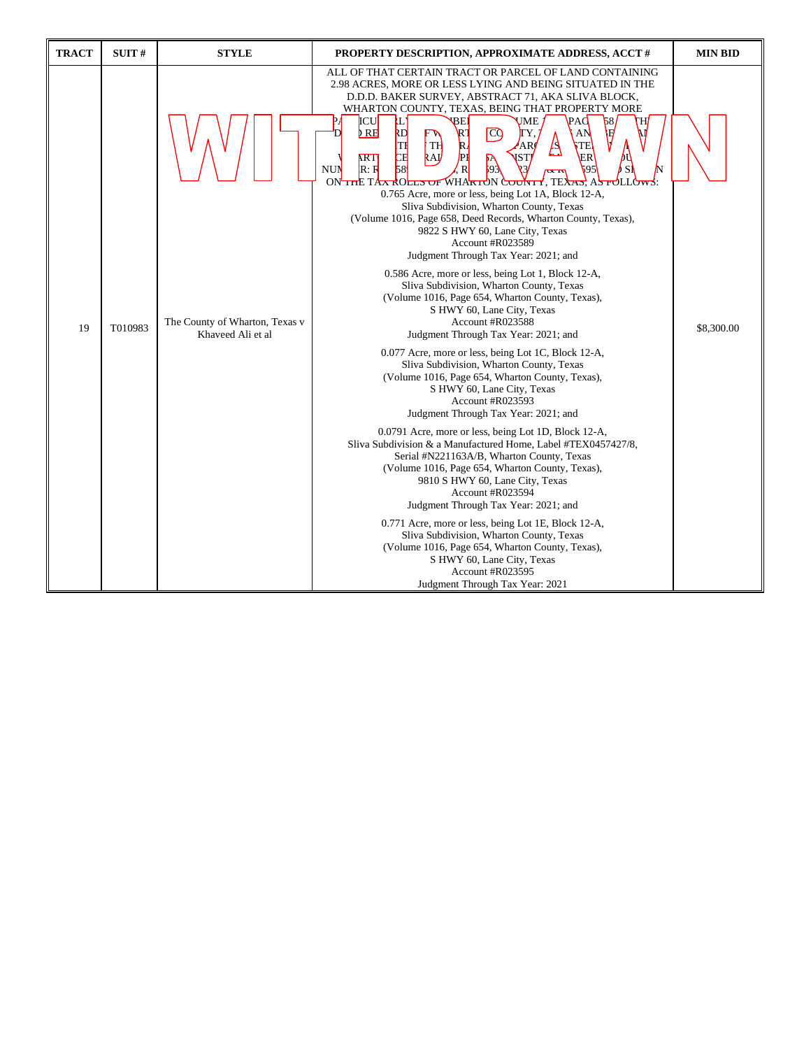| TRACT | SUIT # | STYLE | PROPERTY DESCRIPTION, APPROXIMATE ADDRESS, ACCT # | MIN BID |
|---|---|---|---|---|
| 19 | T010983 | The County of Wharton, Texas v Khaveed Ali et al | ALL OF THAT CERTAIN TRACT OR PARCEL OF LAND CONTAINING 2.98 ACRES, MORE OR LESS LYING AND BEING SITUATED IN THE D.D.D. BAKER SURVEY, ABSTRACT 71, AKA SLIVA BLOCK, WHARTON COUNTY, TEXAS, BEING THAT PROPERTY MORE PA ICU RLY BE UME PAG 58 TH D RE RD F W RT CO TY, AN E A TE TH R AR S TE ART CE RAL PI ISTI ER OU NUM R: R 58 , R 593 23 & R 595 SH N ON THE TAX ROLLS OF WHARTON COUNTY, TEXAS, AS FOLLOWS:<br>0.765 Acre, more or less, being Lot 1A, Block 12-A, Sliva Subdivision, Wharton County, Texas (Volume 1016, Page 658, Deed Records, Wharton County, Texas), 9822 S HWY 60, Lane City, Texas Account #R023589 Judgment Through Tax Year: 2021; and<br>0.586 Acre, more or less, being Lot 1, Block 12-A, Sliva Subdivision, Wharton County, Texas (Volume 1016, Page 654, Wharton County, Texas), S HWY 60, Lane City, Texas Account #R023588 Judgment Through Tax Year: 2021; and<br>0.077 Acre, more or less, being Lot 1C, Block 12-A, Sliva Subdivision, Wharton County, Texas (Volume 1016, Page 654, Wharton County, Texas), S HWY 60, Lane City, Texas Account #R023593 Judgment Through Tax Year: 2021; and<br>0.0791 Acre, more or less, being Lot 1D, Block 12-A, Sliva Subdivision & a Manufactured Home, Label #TEX0457427/8, Serial #N221163A/B, Wharton County, Texas (Volume 1016, Page 654, Wharton County, Texas), 9810 S HWY 60, Lane City, Texas Account #R023594 Judgment Through Tax Year: 2021; and<br>0.771 Acre, more or less, being Lot 1E, Block 12-A, Sliva Subdivision, Wharton County, Texas (Volume 1016, Page 654, Wharton County, Texas), S HWY 60, Lane City, Texas Account #R023595 Judgment Through Tax Year: 2021 | $8,300.00 |

WITHDRAWN